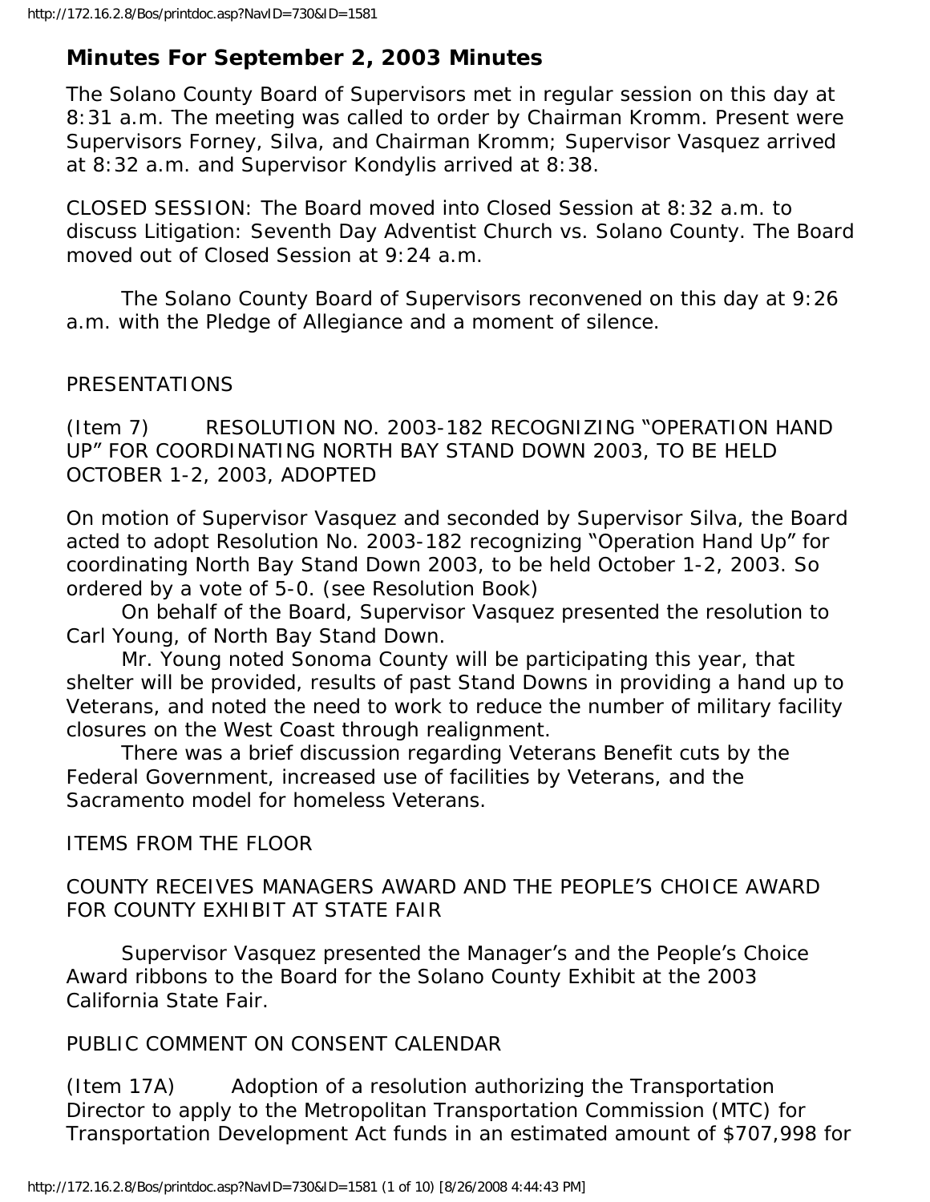## Minutes For September 2, 2003 Minutes

The Solano County Board of Supervisors met in regular session on this day at 8:31 a.m. The meeting was called to order by Chairman Kromm. Present were Supervisors Forney, Silva, and Chairman Kromm; Supervisor Vasquez arrived at 8:32 a.m. and Supervisor Kondylis arrived at 8:38.

CLOSED SESSION: The Board moved into Closed Session at 8:32 a.m. to discuss Litigation: Seventh Day Adventist Church vs. Solano County. The Board moved out of Closed Session at 9:24 a.m.

The Solano County Board of Supervisors reconvened on this day at 9:26 a.m. with the Pledge of Allegiance and a moment of silence.

PRESENTATIONS

(Item 7) RESOLUTION NO. 2003-182 RECOGNIZING "OPERATION HAND UP" FOR COORDINATING NORTH BAY STAND DOWN 2003, TO BE HELD OCTOBER 1-2, 2003, ADOPTED

On motion of Supervisor Vasquez and seconded by Supervisor Silva, the Board acted to adopt Resolution No. 2003-182 recognizing "Operation Hand Up" for coordinating North Bay Stand Down 2003, to be held October 1-2, 2003. So ordered by a vote of 5-0. (see Resolution Book)

On behalf of the Board, Supervisor Vasquez presented the resolution to Carl Young, of North Bay Stand Down.

Mr. Young noted Sonoma County will be participating this year, that shelter will be provided, results of past Stand Downs in providing a hand up to Veterans, and noted the need to work to reduce the number of military facility closures on the West Coast through realignment.

There was a brief discussion regarding Veterans Benefit cuts by the Federal Government, increased use of facilities by Veterans, and the Sacramento model for homeless Veterans.

ITEMS FROM THE FLOOR

COUNTY RECEIVES MANAGERS AWARD AND THE PEOPLE'S CHOICE AWARD FOR COUNTY EXHIBIT AT STATE FAIR

Supervisor Vasquez presented the Manager's and the People's Choice Award ribbons to the Board for the Solano County Exhibit at the 2003 California State Fair.

PUBLIC COMMENT ON CONSENT CALENDAR

(Item 17A) Adoption of a resolution authorizing the Transportation Director to apply to the Metropolitan Transportation Commission (MTC) for Transportation Development Act funds in an estimated amount of $707,998 for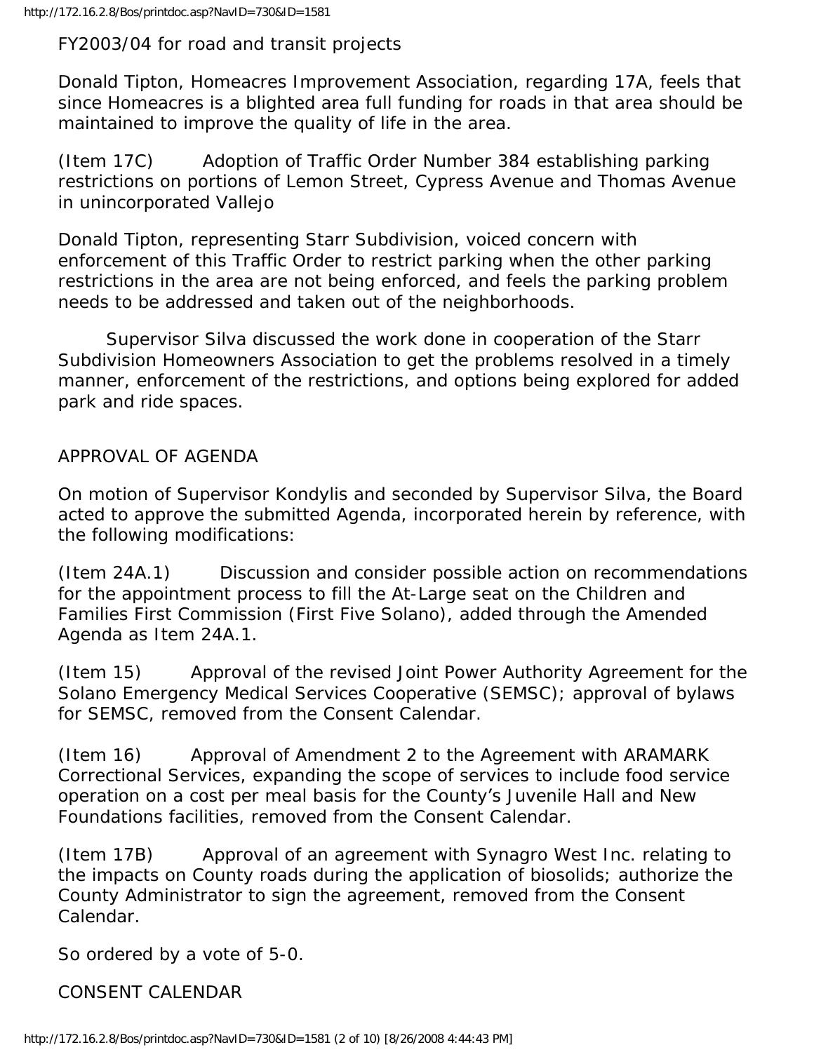FY2003/04 for road and transit projects

Donald Tipton, Homeacres Improvement Association, regarding 17A, feels that since Homeacres is a blighted area full funding for roads in that area should be maintained to improve the quality of life in the area.

(Item 17C) Adoption of Traffic Order Number 384 establishing parking restrictions on portions of Lemon Street, Cypress Avenue and Thomas Avenue in unincorporated Vallejo

Donald Tipton, representing Starr Subdivision, voiced concern with enforcement of this Traffic Order to restrict parking when the other parking restrictions in the area are not being enforced, and feels the parking problem needs to be addressed and taken out of the neighborhoods.

Supervisor Silva discussed the work done in cooperation of the Starr Subdivision Homeowners Association to get the problems resolved in a timely manner, enforcement of the restrictions, and options being explored for added park and ride spaces.

APPROVAL OF AGENDA

On motion of Supervisor Kondylis and seconded by Supervisor Silva, the Board acted to approve the submitted Agenda, incorporated herein by reference, with the following modifications:

(Item 24A.1) Discussion and consider possible action on recommendations for the appointment process to fill the At-Large seat on the Children and Families First Commission (First Five Solano), added through the Amended Agenda as Item 24A.1.

(Item 15) Approval of the revised Joint Power Authority Agreement for the Solano Emergency Medical Services Cooperative (SEMSC); approval of bylaws for SEMSC, removed from the Consent Calendar.

(Item 16) Approval of Amendment 2 to the Agreement with ARAMARK Correctional Services, expanding the scope of services to include food service operation on a cost per meal basis for the County's Juvenile Hall and New Foundations facilities, removed from the Consent Calendar.

(Item 17B) Approval of an agreement with Synagro West Inc. relating to the impacts on County roads during the application of biosolids; authorize the County Administrator to sign the agreement, removed from the Consent Calendar.

So ordered by a vote of 5-0.

CONSENT CALENDAR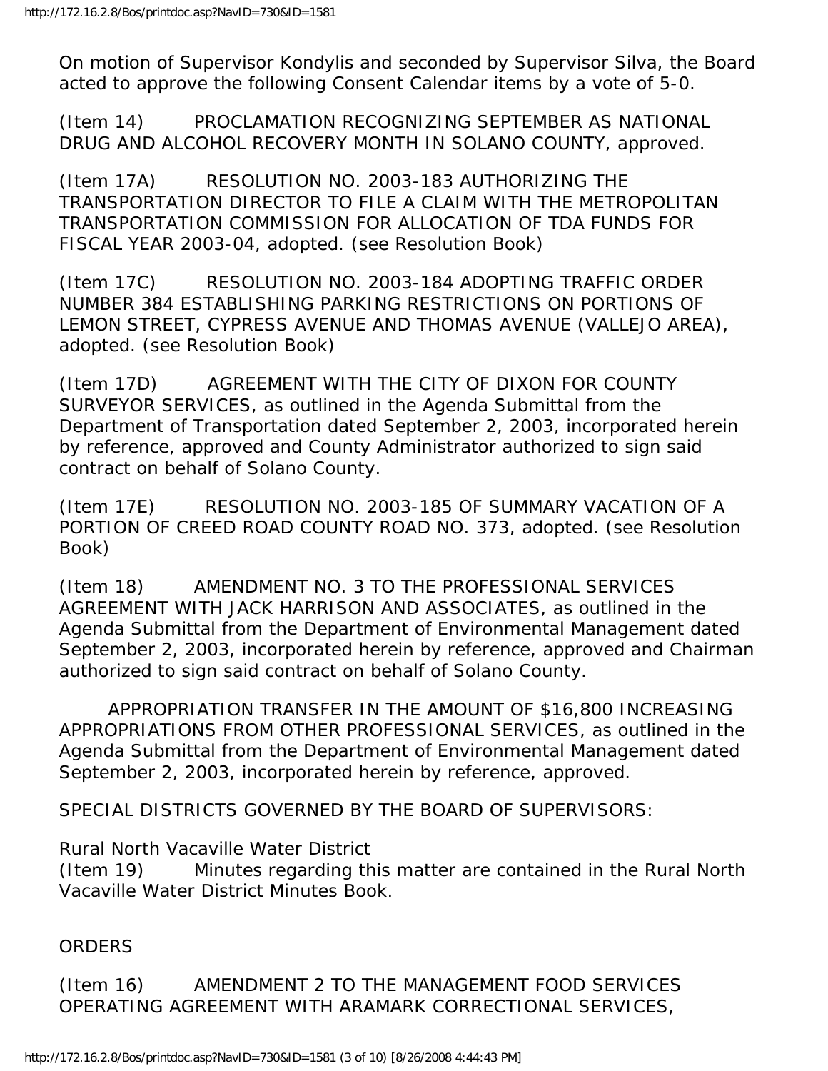On motion of Supervisor Kondylis and seconded by Supervisor Silva, the Board acted to approve the following Consent Calendar items by a vote of 5-0.

(Item 14) PROCLAMATION RECOGNIZING SEPTEMBER AS NATIONAL DRUG AND ALCOHOL RECOVERY MONTH IN SOLANO COUNTY, approved.

(Item 17A) RESOLUTION NO. 2003-183 AUTHORIZING THE TRANSPORTATION DIRECTOR TO FILE A CLAIM WITH THE METROPOLITAN TRANSPORTATION COMMISSION FOR ALLOCATION OF TDA FUNDS FOR FISCAL YEAR 2003-04, adopted. (see Resolution Book)

(Item 17C) RESOLUTION NO. 2003-184 ADOPTING TRAFFIC ORDER NUMBER 384 ESTABLISHING PARKING RESTRICTIONS ON PORTIONS OF LEMON STREET, CYPRESS AVENUE AND THOMAS AVENUE (VALLEJO AREA), adopted. (see Resolution Book)

(Item 17D) AGREEMENT WITH THE CITY OF DIXON FOR COUNTY SURVEYOR SERVICES, as outlined in the Agenda Submittal from the Department of Transportation dated September 2, 2003, incorporated herein by reference, approved and County Administrator authorized to sign said contract on behalf of Solano County.

(Item 17E) RESOLUTION NO. 2003-185 OF SUMMARY VACATION OF A PORTION OF CREED ROAD COUNTY ROAD NO. 373, adopted. (see Resolution Book)

(Item 18) AMENDMENT NO. 3 TO THE PROFESSIONAL SERVICES AGREEMENT WITH JACK HARRISON AND ASSOCIATES, as outlined in the Agenda Submittal from the Department of Environmental Management dated September 2, 2003, incorporated herein by reference, approved and Chairman authorized to sign said contract on behalf of Solano County.

APPROPRIATION TRANSFER IN THE AMOUNT OF $16,800 INCREASING APPROPRIATIONS FROM OTHER PROFESSIONAL SERVICES, as outlined in the Agenda Submittal from the Department of Environmental Management dated September 2, 2003, incorporated herein by reference, approved.

SPECIAL DISTRICTS GOVERNED BY THE BOARD OF SUPERVISORS:

Rural North Vacaville Water District
(Item 19) Minutes regarding this matter are contained in the Rural North Vacaville Water District Minutes Book.

ORDERS

(Item 16) AMENDMENT 2 TO THE MANAGEMENT FOOD SERVICES OPERATING AGREEMENT WITH ARAMARK CORRECTIONAL SERVICES,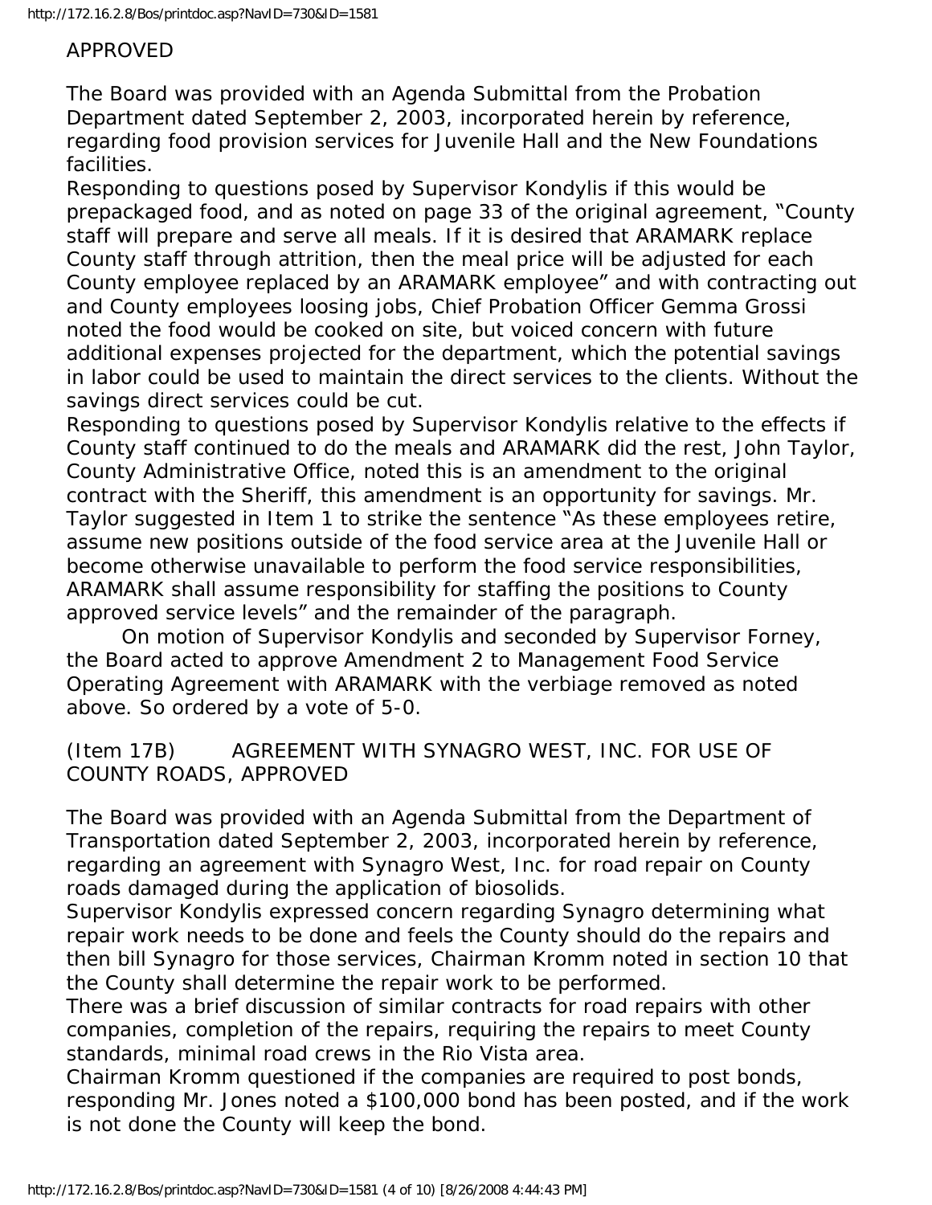APPROVED

The Board was provided with an Agenda Submittal from the Probation Department dated September 2, 2003, incorporated herein by reference, regarding food provision services for Juvenile Hall and the New Foundations facilities.

Responding to questions posed by Supervisor Kondylis if this would be prepackaged food, and as noted on page 33 of the original agreement, "County staff will prepare and serve all meals. If it is desired that ARAMARK replace County staff through attrition, then the meal price will be adjusted for each County employee replaced by an ARAMARK employee" and with contracting out and County employees loosing jobs, Chief Probation Officer Gemma Grossi noted the food would be cooked on site, but voiced concern with future additional expenses projected for the department, which the potential savings in labor could be used to maintain the direct services to the clients. Without the savings direct services could be cut.

Responding to questions posed by Supervisor Kondylis relative to the effects if County staff continued to do the meals and ARAMARK did the rest, John Taylor, County Administrative Office, noted this is an amendment to the original contract with the Sheriff, this amendment is an opportunity for savings. Mr. Taylor suggested in Item 1 to strike the sentence "As these employees retire, assume new positions outside of the food service area at the Juvenile Hall or become otherwise unavailable to perform the food service responsibilities, ARAMARK shall assume responsibility for staffing the positions to County approved service levels" and the remainder of the paragraph.

On motion of Supervisor Kondylis and seconded by Supervisor Forney, the Board acted to approve Amendment 2 to Management Food Service Operating Agreement with ARAMARK with the verbiage removed as noted above. So ordered by a vote of 5-0.

(Item 17B) AGREEMENT WITH SYNAGRO WEST, INC. FOR USE OF COUNTY ROADS, APPROVED

The Board was provided with an Agenda Submittal from the Department of Transportation dated September 2, 2003, incorporated herein by reference, regarding an agreement with Synagro West, Inc. for road repair on County roads damaged during the application of biosolids.

Supervisor Kondylis expressed concern regarding Synagro determining what repair work needs to be done and feels the County should do the repairs and then bill Synagro for those services, Chairman Kromm noted in section 10 that the County shall determine the repair work to be performed.

There was a brief discussion of similar contracts for road repairs with other companies, completion of the repairs, requiring the repairs to meet County standards, minimal road crews in the Rio Vista area.

Chairman Kromm questioned if the companies are required to post bonds, responding Mr. Jones noted a $100,000 bond has been posted, and if the work is not done the County will keep the bond.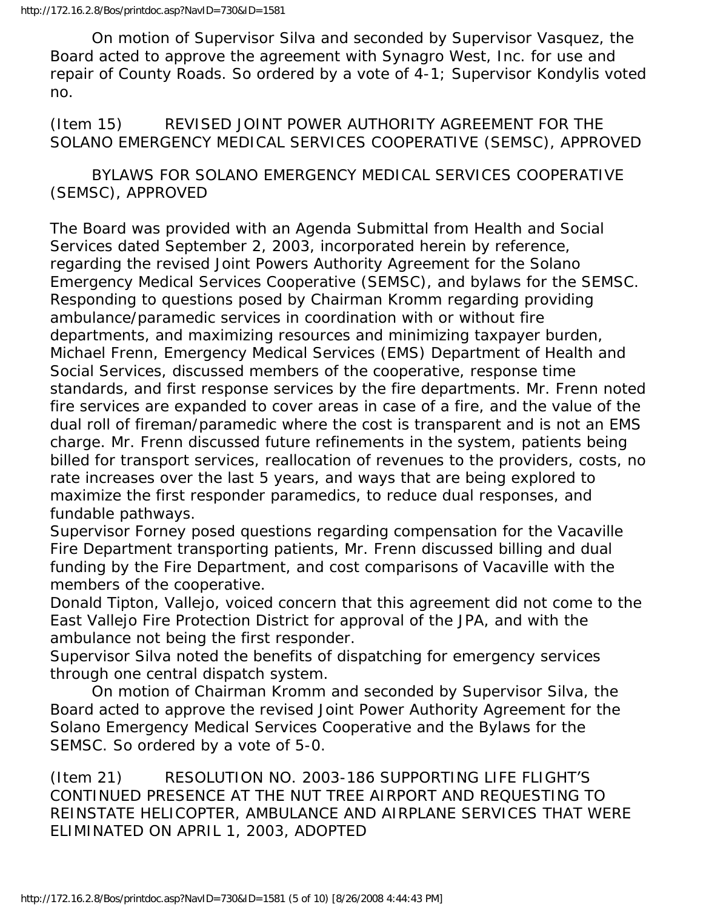On motion of Supervisor Silva and seconded by Supervisor Vasquez, the Board acted to approve the agreement with Synagro West, Inc. for use and repair of County Roads. So ordered by a vote of 4-1; Supervisor Kondylis voted no.

(Item 15) REVISED JOINT POWER AUTHORITY AGREEMENT FOR THE SOLANO EMERGENCY MEDICAL SERVICES COOPERATIVE (SEMSC), APPROVED

BYLAWS FOR SOLANO EMERGENCY MEDICAL SERVICES COOPERATIVE (SEMSC), APPROVED

The Board was provided with an Agenda Submittal from Health and Social Services dated September 2, 2003, incorporated herein by reference, regarding the revised Joint Powers Authority Agreement for the Solano Emergency Medical Services Cooperative (SEMSC), and bylaws for the SEMSC. Responding to questions posed by Chairman Kromm regarding providing ambulance/paramedic services in coordination with or without fire departments, and maximizing resources and minimizing taxpayer burden, Michael Frenn, Emergency Medical Services (EMS) Department of Health and Social Services, discussed members of the cooperative, response time standards, and first response services by the fire departments. Mr. Frenn noted fire services are expanded to cover areas in case of a fire, and the value of the dual roll of fireman/paramedic where the cost is transparent and is not an EMS charge. Mr. Frenn discussed future refinements in the system, patients being billed for transport services, reallocation of revenues to the providers, costs, no rate increases over the last 5 years, and ways that are being explored to maximize the first responder paramedics, to reduce dual responses, and fundable pathways.

Supervisor Forney posed questions regarding compensation for the Vacaville Fire Department transporting patients, Mr. Frenn discussed billing and dual funding by the Fire Department, and cost comparisons of Vacaville with the members of the cooperative.

Donald Tipton, Vallejo, voiced concern that this agreement did not come to the East Vallejo Fire Protection District for approval of the JPA, and with the ambulance not being the first responder.

Supervisor Silva noted the benefits of dispatching for emergency services through one central dispatch system.

On motion of Chairman Kromm and seconded by Supervisor Silva, the Board acted to approve the revised Joint Power Authority Agreement for the Solano Emergency Medical Services Cooperative and the Bylaws for the SEMSC. So ordered by a vote of 5-0.

(Item 21) RESOLUTION NO. 2003-186 SUPPORTING LIFE FLIGHT'S CONTINUED PRESENCE AT THE NUT TREE AIRPORT AND REQUESTING TO REINSTATE HELICOPTER, AMBULANCE AND AIRPLANE SERVICES THAT WERE ELIMINATED ON APRIL 1, 2003, ADOPTED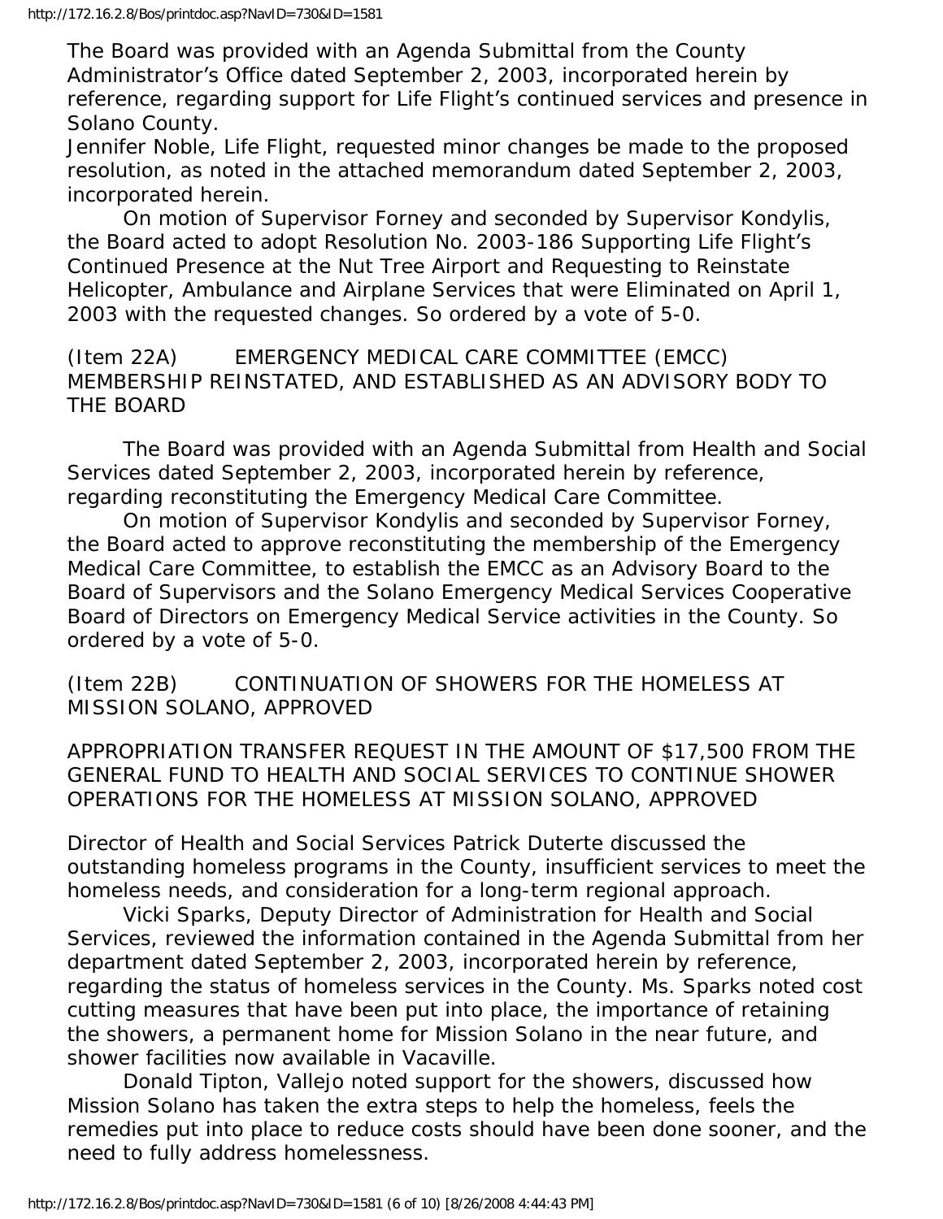The Board was provided with an Agenda Submittal from the County Administrator's Office dated September 2, 2003, incorporated herein by reference, regarding support for Life Flight's continued services and presence in Solano County.

Jennifer Noble, Life Flight, requested minor changes be made to the proposed resolution, as noted in the attached memorandum dated September 2, 2003, incorporated herein.

On motion of Supervisor Forney and seconded by Supervisor Kondylis, the Board acted to adopt Resolution No. 2003-186 Supporting Life Flight's Continued Presence at the Nut Tree Airport and Requesting to Reinstate Helicopter, Ambulance and Airplane Services that were Eliminated on April 1, 2003 with the requested changes. So ordered by a vote of 5-0.

(Item 22A) EMERGENCY MEDICAL CARE COMMITTEE (EMCC) MEMBERSHIP REINSTATED, AND ESTABLISHED AS AN ADVISORY BODY TO THE BOARD

The Board was provided with an Agenda Submittal from Health and Social Services dated September 2, 2003, incorporated herein by reference, regarding reconstituting the Emergency Medical Care Committee.

On motion of Supervisor Kondylis and seconded by Supervisor Forney, the Board acted to approve reconstituting the membership of the Emergency Medical Care Committee, to establish the EMCC as an Advisory Board to the Board of Supervisors and the Solano Emergency Medical Services Cooperative Board of Directors on Emergency Medical Service activities in the County. So ordered by a vote of 5-0.

(Item 22B) CONTINUATION OF SHOWERS FOR THE HOMELESS AT MISSION SOLANO, APPROVED

APPROPRIATION TRANSFER REQUEST IN THE AMOUNT OF $17,500 FROM THE GENERAL FUND TO HEALTH AND SOCIAL SERVICES TO CONTINUE SHOWER OPERATIONS FOR THE HOMELESS AT MISSION SOLANO, APPROVED

Director of Health and Social Services Patrick Duterte discussed the outstanding homeless programs in the County, insufficient services to meet the homeless needs, and consideration for a long-term regional approach.

Vicki Sparks, Deputy Director of Administration for Health and Social Services, reviewed the information contained in the Agenda Submittal from her department dated September 2, 2003, incorporated herein by reference, regarding the status of homeless services in the County. Ms. Sparks noted cost cutting measures that have been put into place, the importance of retaining the showers, a permanent home for Mission Solano in the near future, and shower facilities now available in Vacaville.

Donald Tipton, Vallejo noted support for the showers, discussed how Mission Solano has taken the extra steps to help the homeless, feels the remedies put into place to reduce costs should have been done sooner, and the need to fully address homelessness.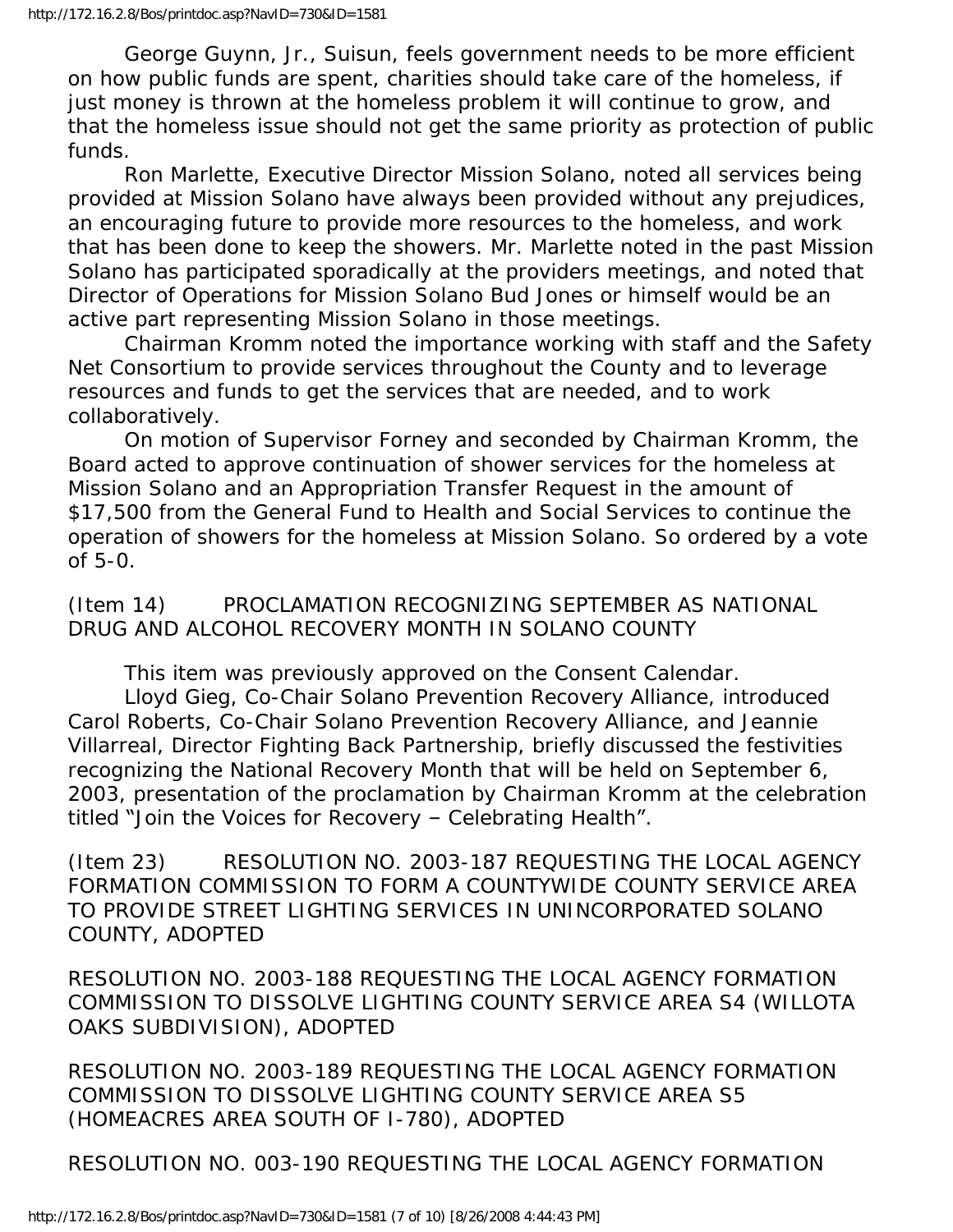George Guynn, Jr., Suisun, feels government needs to be more efficient on how public funds are spent, charities should take care of the homeless, if just money is thrown at the homeless problem it will continue to grow, and that the homeless issue should not get the same priority as protection of public funds.

Ron Marlette, Executive Director Mission Solano, noted all services being provided at Mission Solano have always been provided without any prejudices, an encouraging future to provide more resources to the homeless, and work that has been done to keep the showers. Mr. Marlette noted in the past Mission Solano has participated sporadically at the providers meetings, and noted that Director of Operations for Mission Solano Bud Jones or himself would be an active part representing Mission Solano in those meetings.

Chairman Kromm noted the importance working with staff and the Safety Net Consortium to provide services throughout the County and to leverage resources and funds to get the services that are needed, and to work collaboratively.

On motion of Supervisor Forney and seconded by Chairman Kromm, the Board acted to approve continuation of shower services for the homeless at Mission Solano and an Appropriation Transfer Request in the amount of $17,500 from the General Fund to Health and Social Services to continue the operation of showers for the homeless at Mission Solano. So ordered by a vote of 5-0.

(Item 14) PROCLAMATION RECOGNIZING SEPTEMBER AS NATIONAL DRUG AND ALCOHOL RECOVERY MONTH IN SOLANO COUNTY

This item was previously approved on the Consent Calendar.

Lloyd Gieg, Co-Chair Solano Prevention Recovery Alliance, introduced Carol Roberts, Co-Chair Solano Prevention Recovery Alliance, and Jeannie Villarreal, Director Fighting Back Partnership, briefly discussed the festivities recognizing the National Recovery Month that will be held on September 6, 2003, presentation of the proclamation by Chairman Kromm at the celebration titled "Join the Voices for Recovery – Celebrating Health".

(Item 23) RESOLUTION NO. 2003-187 REQUESTING THE LOCAL AGENCY FORMATION COMMISSION TO FORM A COUNTYWIDE COUNTY SERVICE AREA TO PROVIDE STREET LIGHTING SERVICES IN UNINCORPORATED SOLANO COUNTY, ADOPTED

RESOLUTION NO. 2003-188 REQUESTING THE LOCAL AGENCY FORMATION COMMISSION TO DISSOLVE LIGHTING COUNTY SERVICE AREA S4 (WILLOTA OAKS SUBDIVISION), ADOPTED

RESOLUTION NO. 2003-189 REQUESTING THE LOCAL AGENCY FORMATION COMMISSION TO DISSOLVE LIGHTING COUNTY SERVICE AREA S5 (HOMEACRES AREA SOUTH OF I-780), ADOPTED

RESOLUTION NO. 003-190 REQUESTING THE LOCAL AGENCY FORMATION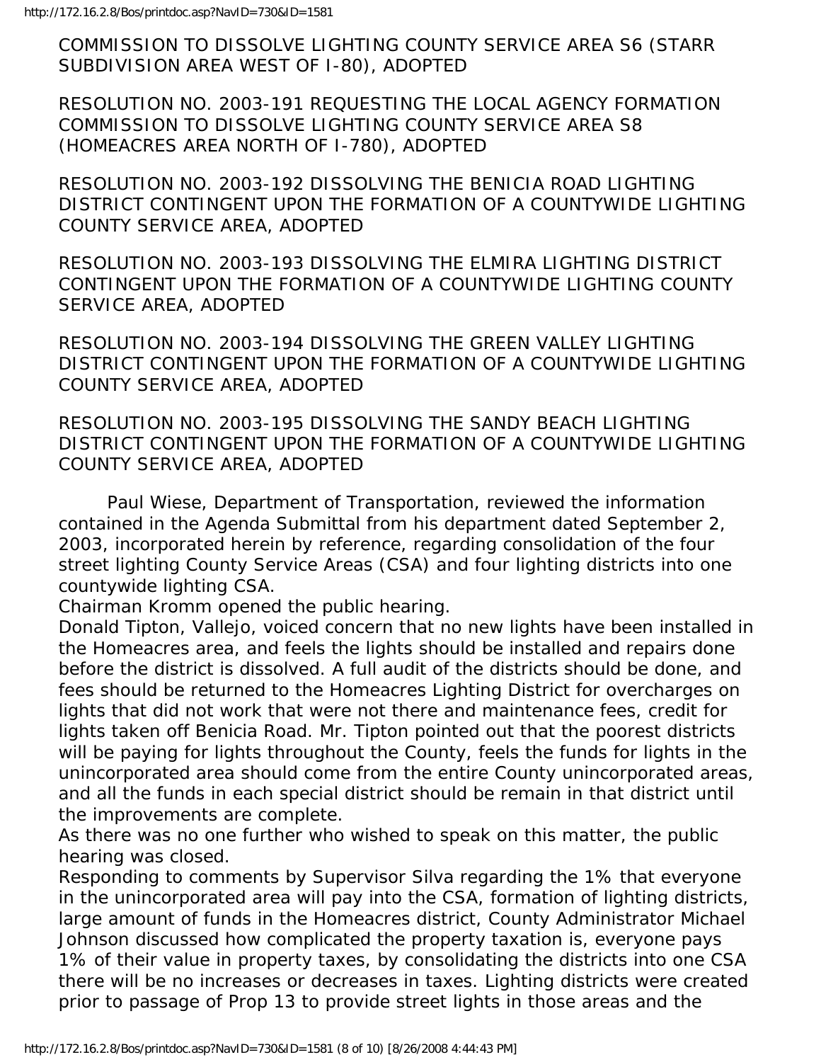COMMISSION TO DISSOLVE LIGHTING COUNTY SERVICE AREA S6 (STARR SUBDIVISION AREA WEST OF I-80), ADOPTED

RESOLUTION NO. 2003-191 REQUESTING THE LOCAL AGENCY FORMATION COMMISSION TO DISSOLVE LIGHTING COUNTY SERVICE AREA S8 (HOMEACRES AREA NORTH OF I-780), ADOPTED

RESOLUTION NO. 2003-192 DISSOLVING THE BENICIA ROAD LIGHTING DISTRICT CONTINGENT UPON THE FORMATION OF A COUNTYWIDE LIGHTING COUNTY SERVICE AREA, ADOPTED

RESOLUTION NO. 2003-193 DISSOLVING THE ELMIRA LIGHTING DISTRICT CONTINGENT UPON THE FORMATION OF A COUNTYWIDE LIGHTING COUNTY SERVICE AREA, ADOPTED

RESOLUTION NO. 2003-194 DISSOLVING THE GREEN VALLEY LIGHTING DISTRICT CONTINGENT UPON THE FORMATION OF A COUNTYWIDE LIGHTING COUNTY SERVICE AREA, ADOPTED

RESOLUTION NO. 2003-195 DISSOLVING THE SANDY BEACH LIGHTING DISTRICT CONTINGENT UPON THE FORMATION OF A COUNTYWIDE LIGHTING COUNTY SERVICE AREA, ADOPTED

Paul Wiese, Department of Transportation, reviewed the information contained in the Agenda Submittal from his department dated September 2, 2003, incorporated herein by reference, regarding consolidation of the four street lighting County Service Areas (CSA) and four lighting districts into one countywide lighting CSA.

Chairman Kromm opened the public hearing.

Donald Tipton, Vallejo, voiced concern that no new lights have been installed in the Homeacres area, and feels the lights should be installed and repairs done before the district is dissolved. A full audit of the districts should be done, and fees should be returned to the Homeacres Lighting District for overcharges on lights that did not work that were not there and maintenance fees, credit for lights taken off Benicia Road. Mr. Tipton pointed out that the poorest districts will be paying for lights throughout the County, feels the funds for lights in the unincorporated area should come from the entire County unincorporated areas, and all the funds in each special district should be remain in that district until the improvements are complete.

As there was no one further who wished to speak on this matter, the public hearing was closed.

Responding to comments by Supervisor Silva regarding the 1% that everyone in the unincorporated area will pay into the CSA, formation of lighting districts, large amount of funds in the Homeacres district, County Administrator Michael Johnson discussed how complicated the property taxation is, everyone pays 1% of their value in property taxes, by consolidating the districts into one CSA there will be no increases or decreases in taxes. Lighting districts were created prior to passage of Prop 13 to provide street lights in those areas and the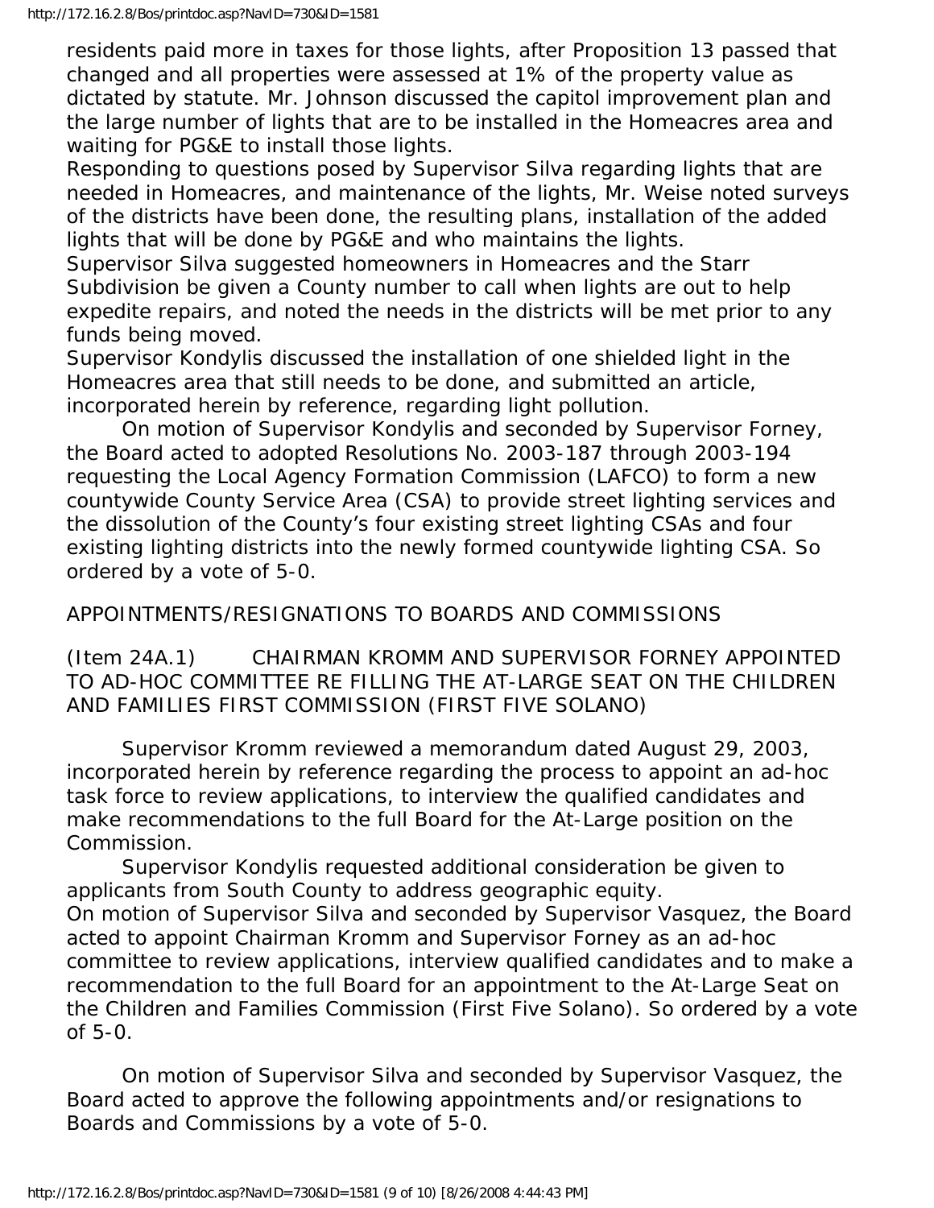residents paid more in taxes for those lights, after Proposition 13 passed that changed and all properties were assessed at 1% of the property value as dictated by statute. Mr. Johnson discussed the capitol improvement plan and the large number of lights that are to be installed in the Homeacres area and waiting for PG&E to install those lights.

Responding to questions posed by Supervisor Silva regarding lights that are needed in Homeacres, and maintenance of the lights, Mr. Weise noted surveys of the districts have been done, the resulting plans, installation of the added lights that will be done by PG&E and who maintains the lights.

Supervisor Silva suggested homeowners in Homeacres and the Starr Subdivision be given a County number to call when lights are out to help expedite repairs, and noted the needs in the districts will be met prior to any funds being moved.

Supervisor Kondylis discussed the installation of one shielded light in the Homeacres area that still needs to be done, and submitted an article, incorporated herein by reference, regarding light pollution.

On motion of Supervisor Kondylis and seconded by Supervisor Forney, the Board acted to adopted Resolutions No. 2003-187 through 2003-194 requesting the Local Agency Formation Commission (LAFCO) to form a new countywide County Service Area (CSA) to provide street lighting services and the dissolution of the County's four existing street lighting CSAs and four existing lighting districts into the newly formed countywide lighting CSA. So ordered by a vote of 5-0.

APPOINTMENTS/RESIGNATIONS TO BOARDS AND COMMISSIONS

(Item 24A.1) CHAIRMAN KROMM AND SUPERVISOR FORNEY APPOINTED TO AD-HOC COMMITTEE RE FILLING THE AT-LARGE SEAT ON THE CHILDREN AND FAMILIES FIRST COMMISSION (FIRST FIVE SOLANO)

Supervisor Kromm reviewed a memorandum dated August 29, 2003, incorporated herein by reference regarding the process to appoint an ad-hoc task force to review applications, to interview the qualified candidates and make recommendations to the full Board for the At-Large position on the Commission.

Supervisor Kondylis requested additional consideration be given to applicants from South County to address geographic equity.

On motion of Supervisor Silva and seconded by Supervisor Vasquez, the Board acted to appoint Chairman Kromm and Supervisor Forney as an ad-hoc committee to review applications, interview qualified candidates and to make a recommendation to the full Board for an appointment to the At-Large Seat on the Children and Families Commission (First Five Solano). So ordered by a vote of 5-0.

On motion of Supervisor Silva and seconded by Supervisor Vasquez, the Board acted to approve the following appointments and/or resignations to Boards and Commissions by a vote of 5-0.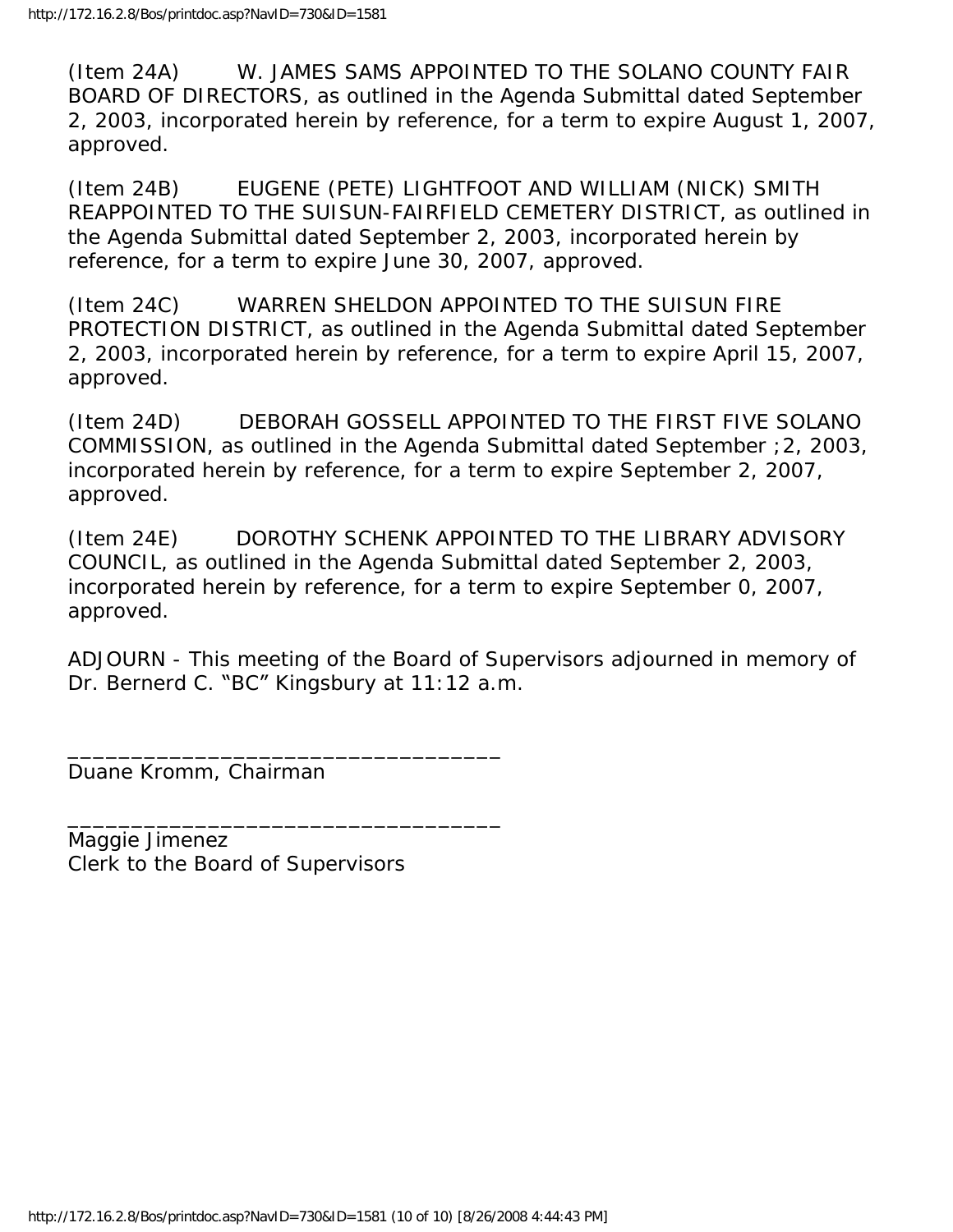(Item 24A) W. JAMES SAMS APPOINTED TO THE SOLANO COUNTY FAIR BOARD OF DIRECTORS, as outlined in the Agenda Submittal dated September 2, 2003, incorporated herein by reference, for a term to expire August 1, 2007, approved.

(Item 24B) EUGENE (PETE) LIGHTFOOT AND WILLIAM (NICK) SMITH REAPPOINTED TO THE SUISUN-FAIRFIELD CEMETERY DISTRICT, as outlined in the Agenda Submittal dated September 2, 2003, incorporated herein by reference, for a term to expire June 30, 2007, approved.

(Item 24C) WARREN SHELDON APPOINTED TO THE SUISUN FIRE PROTECTION DISTRICT, as outlined in the Agenda Submittal dated September 2, 2003, incorporated herein by reference, for a term to expire April 15, 2007, approved.

(Item 24D) DEBORAH GOSSELL APPOINTED TO THE FIRST FIVE SOLANO COMMISSION, as outlined in the Agenda Submittal dated September ;2, 2003, incorporated herein by reference, for a term to expire September 2, 2007, approved.

(Item 24E) DOROTHY SCHENK APPOINTED TO THE LIBRARY ADVISORY COUNCIL, as outlined in the Agenda Submittal dated September 2, 2003, incorporated herein by reference, for a term to expire September 0, 2007, approved.

ADJOURN - This meeting of the Board of Supervisors adjourned in memory of Dr. Bernerd C. "BC" Kingsbury at 11:12 a.m.

__________________________________
Duane Kromm, Chairman

__________________________________
Maggie Jimenez
Clerk to the Board of Supervisors